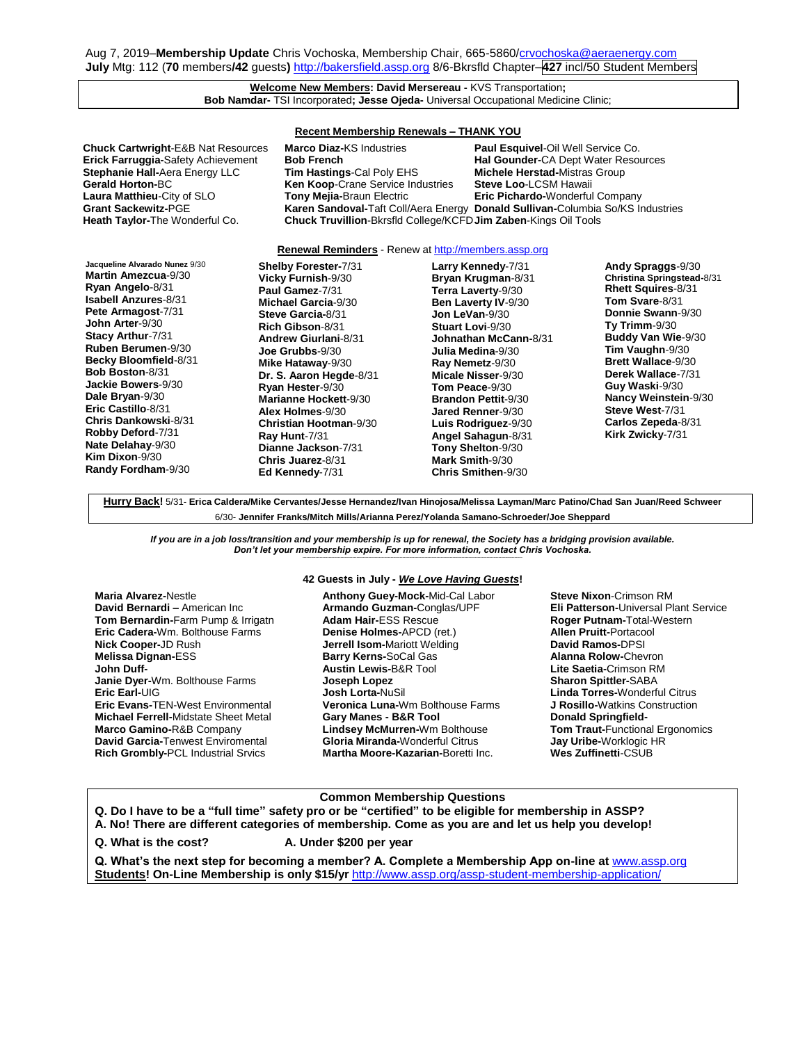Aug 7, 2019–**Membership Update** Chris Vochoska, Membership Chair, 665-5860/crvochoska@aeraenergy.com
**July** Mtg: 112 (**70** members**/42** guests**)** http://bakersfield.assp.org 8/6-Bkrsfld Chapter–**427** incl/50 Student Members

**Welcome New Members: David Mersereau -** KVS Transportation**;**
**Bob Namdar-** TSI Incorporated**; Jesse Ojeda-** Universal Occupational Medicine Clinic;

## Recent Membership Renewals – THANK YOU

**Chuck Cartwright**-E&B Nat Resources
**Erick Farruggia-**Safety Achievement
**Stephanie Hall-**Aera Energy LLC
**Gerald Horton-**BC
**Laura Matthieu**-City of SLO
**Grant Sackewitz-**PGE
**Heath Taylor-**The Wonderful Co.
**Marco Diaz-**KS Industries
**Bob French**
**Tim Hastings**-Cal Poly EHS
**Ken Koop**-Crane Service Industries
**Tony Mejia-**Braun Electric
**Karen Sandoval-**Taft Coll/Aera Energy
**Chuck Truvillion**-Bkrsfld College/KCFD
**Paul Esquivel**-Oil Well Service Co.
**Hal Gounder-**CA Dept Water Resources
**Michele Herstad-**Mistras Group
**Steve Loo**-LCSM Hawaii
**Eric Pichardo-**Wonderful Company
**Donald Sullivan-**Columbia So/KS Industries
**Jim Zaben**-Kings Oil Tools

## Renewal Reminders - Renew at http://members.assp.org

**Jacqueline Alvarado Nunez** 9/30
**Martin Amezcua**-9/30
**Ryan Angelo**-8/31
**Isabell Anzures**-8/31
**Pete Armagost**-7/31
**John Arter**-9/30
**Stacy Arthur**-7/31
**Ruben Berumen**-9/30
**Becky Bloomfield**-8/31
**Bob Boston**-8/31
**Jackie Bowers**-9/30
**Dale Bryan**-9/30
**Eric Castillo**-8/31
**Chris Dankowski**-8/31
**Robby Deford**-7/31
**Nate Delahay**-9/30
**Kim Dixon**-9/30
**Randy Fordham**-9/30
**Shelby Forester-**7/31
**Vicky Furnish**-9/30
**Paul Gamez**-7/31
**Michael Garcia**-9/30
**Steve Garcia-**8/31
**Rich Gibson**-8/31
**Andrew Giurlani**-8/31
**Joe Grubbs**-9/30
**Mike Hataway**-9/30
**Dr. S. Aaron Hegde**-8/31
**Ryan Hester**-9/30
**Marianne Hockett**-9/30
**Alex Holmes**-9/30
**Christian Hootman**-9/30
**Ray Hunt**-7/31
**Dianne Jackson**-7/31
**Chris Juarez**-8/31
**Ed Kennedy**-7/31
**Larry Kennedy**-7/31
**Bryan Krugman**-8/31
**Terra Laverty**-9/30
**Ben Laverty IV**-9/30
**Jon LeVan**-9/30
**Stuart Lovi**-9/30
**Johnathan McCann**-8/31
**Julia Medina**-9/30
**Ray Nemetz**-9/30
**Micale Nisser**-9/30
**Tom Peace**-9/30
**Brandon Pettit**-9/30
**Jared Renner**-9/30
**Luis Rodriguez**-9/30
**Angel Sahagun**-8/31
**Tony Shelton**-9/30
**Mark Smith**-9/30
**Chris Smithen**-9/30
**Andy Spraggs**-9/30
**Christina Springstead**-8/31
**Rhett Squires**-8/31
**Tom Svare**-8/31
**Donnie Swann**-9/30
**Ty Trimm**-9/30
**Buddy Van Wie**-9/30
**Tim Vaughn**-9/30
**Brett Wallace**-9/30
**Derek Wallace**-7/31
**Guy Waski**-9/30
**Nancy Weinstein**-9/30
**Steve West**-7/31
**Carlos Zepeda**-8/31
**Kirk Zwicky**-7/31

**Hurry Back!** 5/31- **Erica Caldera/Mike Cervantes/Jesse Hernandez/Ivan Hinojosa/Melissa Layman/Marc Patino/Chad San Juan/Reed Schweer**
6/30- **Jennifer Franks/Mitch Mills/Arianna Perez/Yolanda Samano-Schroeder/Joe Sheppard**

***If you are in a job loss/transition and your membership is up for renewal, the Society has a bridging provision available. Don't let your membership expire. For more information, contact Chris Vochoska.***

## 42 Guests in July - *We Love Having Guests*!

**Maria Alvarez-**Nestle
**David Bernardi –** American Inc
**Tom Bernardin-**Farm Pump & Irrigatn
**Eric Cadera-**Wm. Bolthouse Farms
**Nick Cooper-**JD Rush
**Melissa Dignan-**ESS
**John Duff-**
**Janie Dyer-**Wm. Bolthouse Farms
**Eric Earl-**UIG
**Eric Evans-**TEN-West Environmental
**Michael Ferrell-**Midstate Sheet Metal
**Marco Gamino-**R&B Company
**David Garcia-**Tenwest Enviromental
**Rich Grombly-**PCL Industrial Srvics
**Anthony Guey-Mock-**Mid-Cal Labor
**Armando Guzman-**Conglas/UPF
**Adam Hair-**ESS Rescue
**Denise Holmes-**APCD (ret.)
**Jerrell Isom-**Mariott Welding
**Barry Kerns-**SoCal Gas
**Austin Lewis-**B&R Tool
**Joseph Lopez**
**Josh Lorta-**NuSil
**Veronica Luna-**Wm Bolthouse Farms
**Gary Manes - B&R Tool**
**Lindsey McMurren-**Wm Bolthouse
**Gloria Miranda-**Wonderful Citrus
**Martha Moore-Kazarian-**Boretti Inc.
**Steve Nixon**-Crimson RM
**Eli Patterson-**Universal Plant Service
**Roger Putnam-**Total-Western
**Allen Pruitt-**Portacool
**David Ramos-**DPSI
**Alanna Rolow-**Chevron
**Lite Saetia-**Crimson RM
**Sharon Spittler-**SABA
**Linda Torres-**Wonderful Citrus
**J Rosillo-**Watkins Construction
**Donald Springfield-**
**Tom Traut-**Functional Ergonomics
**Jay Uribe-**Worklogic HR
**Wes Zuffinetti**-CSUB

## Common Membership Questions

**Q. Do I have to be a "full time" safety pro or be "certified" to be eligible for membership in ASSP?**
**A. No! There are different categories of membership. Come as you are and let us help you develop!**

**Q. What is the cost?** **A. Under $200 per year**

**Q. What's the next step for becoming a member? A. Complete a Membership App on-line at** www.assp.org
**Students! On-Line Membership is only $15/yr** http://www.assp.org/assp-student-membership-application/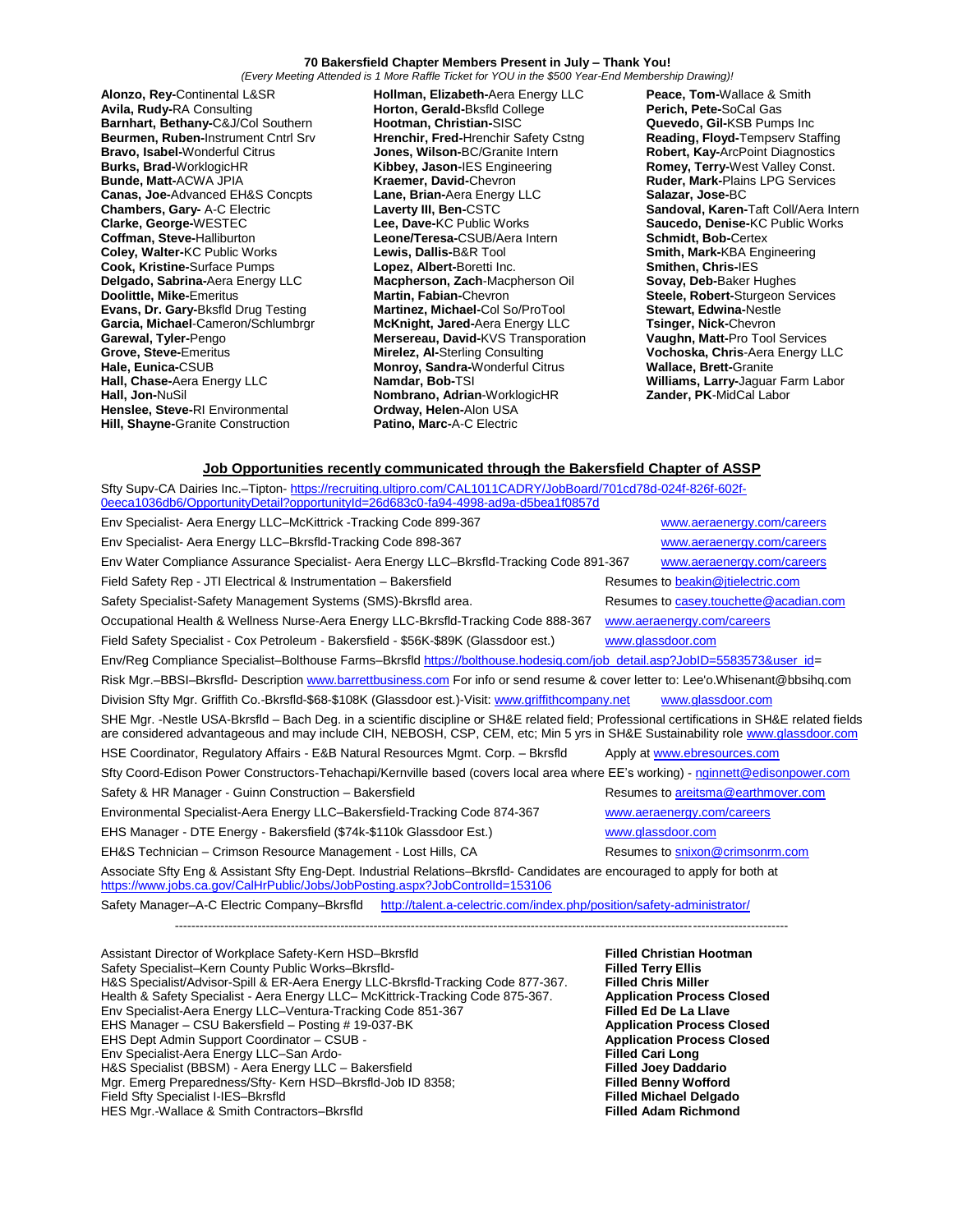**70 Bakersfield Chapter Members Present in July – Thank You!**

*(Every Meeting Attended is 1 More Raffle Ticket for YOU in the $500 Year-End Membership Drawing)!*

**Alonzo, Rey-**Continental L&SR
**Avila, Rudy-**RA Consulting
**Barnhart, Bethany-**C&J/Col Southern
**Beurmen, Ruben-**Instrument Cntrl Srv
**Bravo, Isabel-**Wonderful Citrus
**Burks, Brad-**WorklogicHR
**Bunde, Matt-**ACWA JPIA
**Canas, Joe-**Advanced EH&S Concpts
**Chambers, Gary-** A-C Electric
**Clarke, George-**WESTEC
**Coffman, Steve-**Halliburton
**Coley, Walter-**KC Public Works
**Cook, Kristine-**Surface Pumps
**Delgado, Sabrina-**Aera Energy LLC
**Doolittle, Mike-**Emeritus
**Evans, Dr. Gary-**Bksfld Drug Testing
**Garcia, Michael**-Cameron/Schlumbrgr
**Garewal, Tyler-**Pengo
**Grove, Steve-**Emeritus
**Hale, Eunica-**CSUB
**Hall, Chase-**Aera Energy LLC
**Hall, Jon-**NuSil
**Henslee, Steve-**RI Environmental
**Hill, Shayne-**Granite Construction
**Hollman, Elizabeth-**Aera Energy LLC
**Horton, Gerald-**Bksfld College
**Hootman, Christian-**SISC
**Hrenchir, Fred-**Hrenchir Safety Cstng
**Jones, Wilson-**BC/Granite Intern
**Kibbey, Jason-**IES Engineering
**Kraemer, David-**Chevron
**Lane, Brian-**Aera Energy LLC
**Laverty III, Ben-**CSTC
**Lee, Dave-**KC Public Works
**Leone/Teresa-**CSUB/Aera Intern
**Lewis, Dallis-**B&R Tool
**Lopez, Albert-**Boretti Inc.
**Macpherson, Zach**-Macpherson Oil
**Martin, Fabian-**Chevron
**Martinez, Michael-**Col So/ProTool
**McKnight, Jared-**Aera Energy LLC
**Mersereau, David-**KVS Transporation
**Mirelez, Al-**Sterling Consulting
**Monroy, Sandra-**Wonderful Citrus
**Namdar, Bob-**TSI
**Nombrano, Adrian**-WorklogicHR
**Ordway, Helen-**Alon USA
**Patino, Marc-**A-C Electric
**Peace, Tom-**Wallace & Smith
**Perich, Pete-**SoCal Gas
**Quevedo, Gil-**KSB Pumps Inc
**Reading, Floyd-**Tempserv Staffing
**Robert, Kay-**ArcPoint Diagnostics
**Romey, Terry-**West Valley Const.
**Ruder, Mark-**Plains LPG Services
**Salazar, Jose-**BC
**Sandoval, Karen-**Taft Coll/Aera Intern
**Saucedo, Denise-**KC Public Works
**Schmidt, Bob-**Certex
**Smith, Mark-**KBA Engineering
**Smithen, Chris-**IES
**Sovay, Deb-**Baker Hughes
**Steele, Robert-**Sturgeon Services
**Stewart, Edwina-**Nestle
**Tsinger, Nick-**Chevron
**Vaughn, Matt-**Pro Tool Services
**Vochoska, Chris**-Aera Energy LLC
**Wallace, Brett-**Granite
**Williams, Larry-**Jaguar Farm Labor
**Zander, PK**-MidCal Labor

## Job Opportunities recently communicated through the Bakersfield Chapter of ASSP

Sfty Supv-CA Dairies Inc.–Tipton- https://recruiting.ultipro.com/CAL1011CADRY/JobBoard/701cd78d-024f-826f-602f-0eeca1036db6/OpportunityDetail?opportunityId=26d683c0-fa94-4998-ad9a-d5bea1f0857d

Env Specialist- Aera Energy LLC–McKittrick -Tracking Code 899-367 — www.aeraenergy.com/careers

Env Specialist- Aera Energy LLC–Bkrsfld-Tracking Code 898-367 — www.aeraenergy.com/careers

Env Water Compliance Assurance Specialist- Aera Energy LLC–Bkrsfld-Tracking Code 891-367 — www.aeraenergy.com/careers

Field Safety Rep - JTI Electrical & Instrumentation – Bakersfield — Resumes to beakin@jtielectric.com

Safety Specialist-Safety Management Systems (SMS)-Bkrsfld area. — Resumes to casey.touchette@acadian.com

Occupational Health & Wellness Nurse-Aera Energy LLC-Bkrsfld-Tracking Code 888-367 — www.aeraenergy.com/careers

Field Safety Specialist - Cox Petroleum - Bakersfield - $56K-$89K (Glassdoor est.) — www.glassdoor.com

Env/Reg Compliance Specialist–Bolthouse Farms–Bkrsfld https://bolthouse.hodesiq.com/job_detail.asp?JobID=5583573&user_id=

Risk Mgr.–BBSI–Bkrsfld- Description www.barrettbusiness.com For info or send resume & cover letter to: Lee'o.Whisenant@bbsihq.com

Division Sfty Mgr. Griffith Co.-Bkrsfld-$68-$108K (Glassdoor est.)-Visit: www.griffithcompany.net www.glassdoor.com

SHE Mgr. -Nestle USA-Bkrsfld – Bach Deg. in a scientific discipline or SH&E related field; Professional certifications in SH&E related fields are considered advantageous and may include CIH, NEBOSH, CSP, CEM, etc; Min 5 yrs in SH&E Sustainability role www.glassdoor.com

HSE Coordinator, Regulatory Affairs - E&B Natural Resources Mgmt. Corp. – Bkrsfld — Apply at www.ebresources.com

Sfty Coord-Edison Power Constructors-Tehachapi/Kernville based (covers local area where EE's working) - nginnett@edisonpower.com

Safety & HR Manager - Guinn Construction – Bakersfield — Resumes to areitsma@earthmover.com

Environmental Specialist-Aera Energy LLC–Bakersfield-Tracking Code 874-367 — www.aeraenergy.com/careers

EHS Manager - DTE Energy - Bakersfield ($74k-$110k Glassdoor Est.) — www.glassdoor.com

EH&S Technician – Crimson Resource Management - Lost Hills, CA — Resumes to snixon@crimsonrm.com

Associate Sfty Eng & Assistant Sfty Eng-Dept. Industrial Relations–Bkrsfld- Candidates are encouraged to apply for both at https://www.jobs.ca.gov/CalHrPublic/Jobs/JobPosting.aspx?JobControlId=153106

Safety Manager–A-C Electric Company–Bkrsfld http://talent.a-celectric.com/index.php/position/safety-administrator/

---

| | |
|---|---|
| Assistant Director of Workplace Safety-Kern HSD–Bkrsfld | **Filled Christian Hootman** |
| Safety Specialist–Kern County Public Works–Bkrsfld- | **Filled Terry Ellis** |
| H&S Specialist/Advisor-Spill & ER-Aera Energy LLC-Bkrsfld-Tracking Code 877-367. | **Filled Chris Miller** |
| Health & Safety Specialist - Aera Energy LLC– McKittrick-Tracking Code 875-367. | **Application Process Closed** |
| Env Specialist-Aera Energy LLC–Ventura-Tracking Code 851-367 | **Filled Ed De La Llave** |
| EHS Manager – CSU Bakersfield – Posting # 19-037-BK | **Application Process Closed** |
| EHS Dept Admin Support Coordinator – CSUB - | **Application Process Closed** |
| Env Specialist-Aera Energy LLC–San Ardo- | **Filled Cari Long** |
| H&S Specialist (BBSM) - Aera Energy LLC – Bakersfield | **Filled Joey Daddario** |
| Mgr. Emerg Preparedness/Sfty- Kern HSD–Bkrsfld-Job ID 8358; | **Filled Benny Wofford** |
| Field Sfty Specialist I-IES–Bkrsfld | **Filled Michael Delgado** |
| HES Mgr.-Wallace & Smith Contractors–Bkrsfld | **Filled Adam Richmond** |